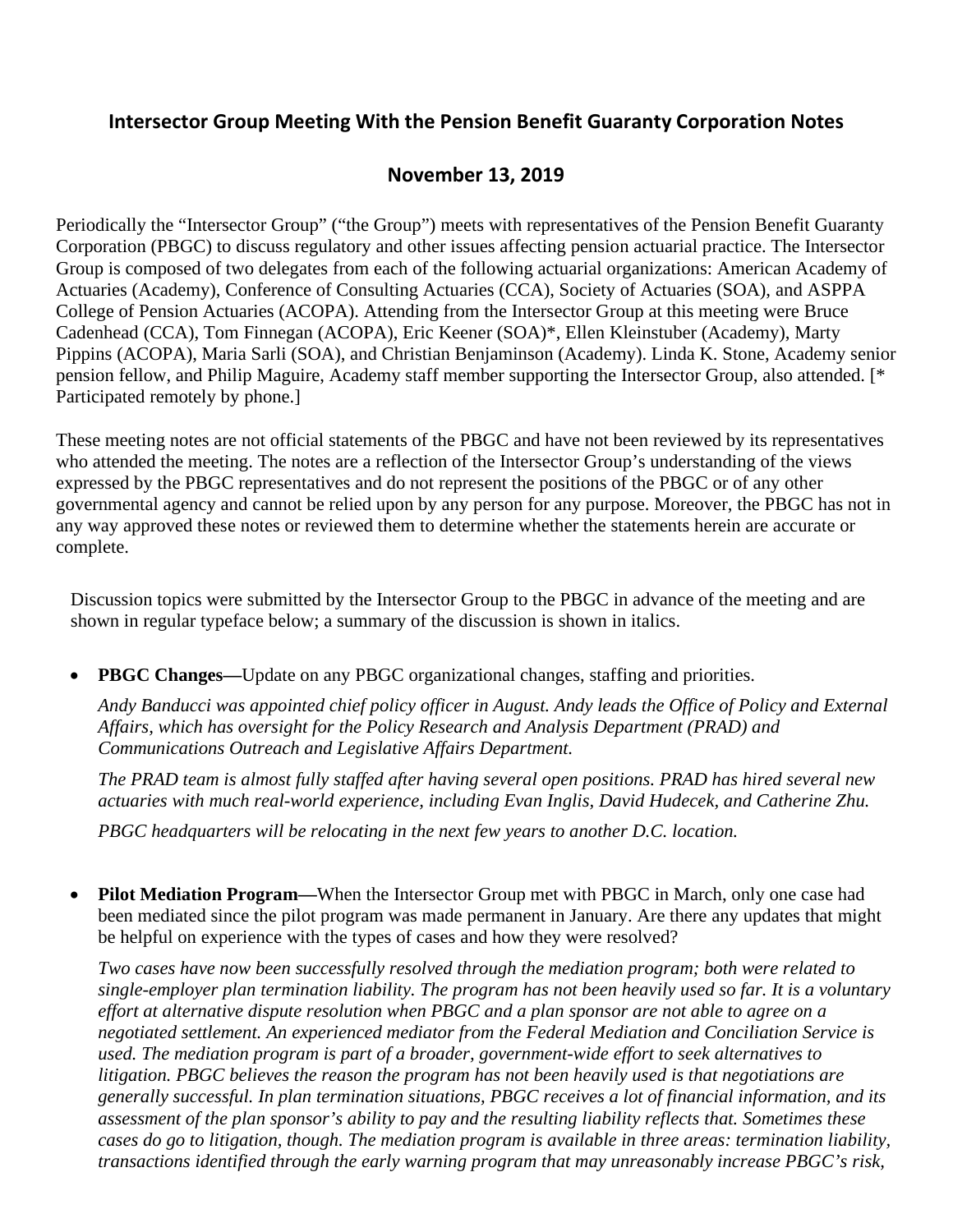# Intersector Group Meeting With the Pension Benefit Guaranty Corporation Notes

## November 13, 2019

Periodically the "Intersector Group" ("the Group") meets with representatives of the Pension Benefit Guaranty Corporation (PBGC) to discuss regulatory and other issues affecting pension actuarial practice. The Intersector Group is composed of two delegates from each of the following actuarial organizations: American Academy of Actuaries (Academy), Conference of Consulting Actuaries (CCA), Society of Actuaries (SOA), and ASPPA College of Pension Actuaries (ACOPA). Attending from the Intersector Group at this meeting were Bruce Cadenhead (CCA), Tom Finnegan (ACOPA), Eric Keener (SOA)*, Ellen Kleinstuber (Academy), Marty Pippins (ACOPA), Maria Sarli (SOA), and Christian Benjaminson (Academy). Linda K. Stone, Academy senior pension fellow, and Philip Maguire, Academy staff member supporting the Intersector Group, also attended. [* Participated remotely by phone.]

These meeting notes are not official statements of the PBGC and have not been reviewed by its representatives who attended the meeting. The notes are a reflection of the Intersector Group's understanding of the views expressed by the PBGC representatives and do not represent the positions of the PBGC or of any other governmental agency and cannot be relied upon by any person for any purpose. Moreover, the PBGC has not in any way approved these notes or reviewed them to determine whether the statements herein are accurate or complete.

Discussion topics were submitted by the Intersector Group to the PBGC in advance of the meeting and are shown in regular typeface below; a summary of the discussion is shown in italics.

- **PBGC Changes—**Update on any PBGC organizational changes, staffing and priorities.

  *Andy Banducci was appointed chief policy officer in August. Andy leads the Office of Policy and External Affairs, which has oversight for the Policy Research and Analysis Department (PRAD) and Communications Outreach and Legislative Affairs Department.*

  *The PRAD team is almost fully staffed after having several open positions. PRAD has hired several new actuaries with much real-world experience, including Evan Inglis, David Hudecek, and Catherine Zhu.*

  *PBGC headquarters will be relocating in the next few years to another D.C. location.*

- **Pilot Mediation Program—**When the Intersector Group met with PBGC in March, only one case had been mediated since the pilot program was made permanent in January. Are there any updates that might be helpful on experience with the types of cases and how they were resolved?

  *Two cases have now been successfully resolved through the mediation program; both were related to single-employer plan termination liability. The program has not been heavily used so far. It is a voluntary effort at alternative dispute resolution when PBGC and a plan sponsor are not able to agree on a negotiated settlement. An experienced mediator from the Federal Mediation and Conciliation Service is used. The mediation program is part of a broader, government-wide effort to seek alternatives to litigation. PBGC believes the reason the program has not been heavily used is that negotiations are generally successful. In plan termination situations, PBGC receives a lot of financial information, and its assessment of the plan sponsor's ability to pay and the resulting liability reflects that. Sometimes these cases do go to litigation, though. The mediation program is available in three areas: termination liability, transactions identified through the early warning program that may unreasonably increase PBGC's risk,*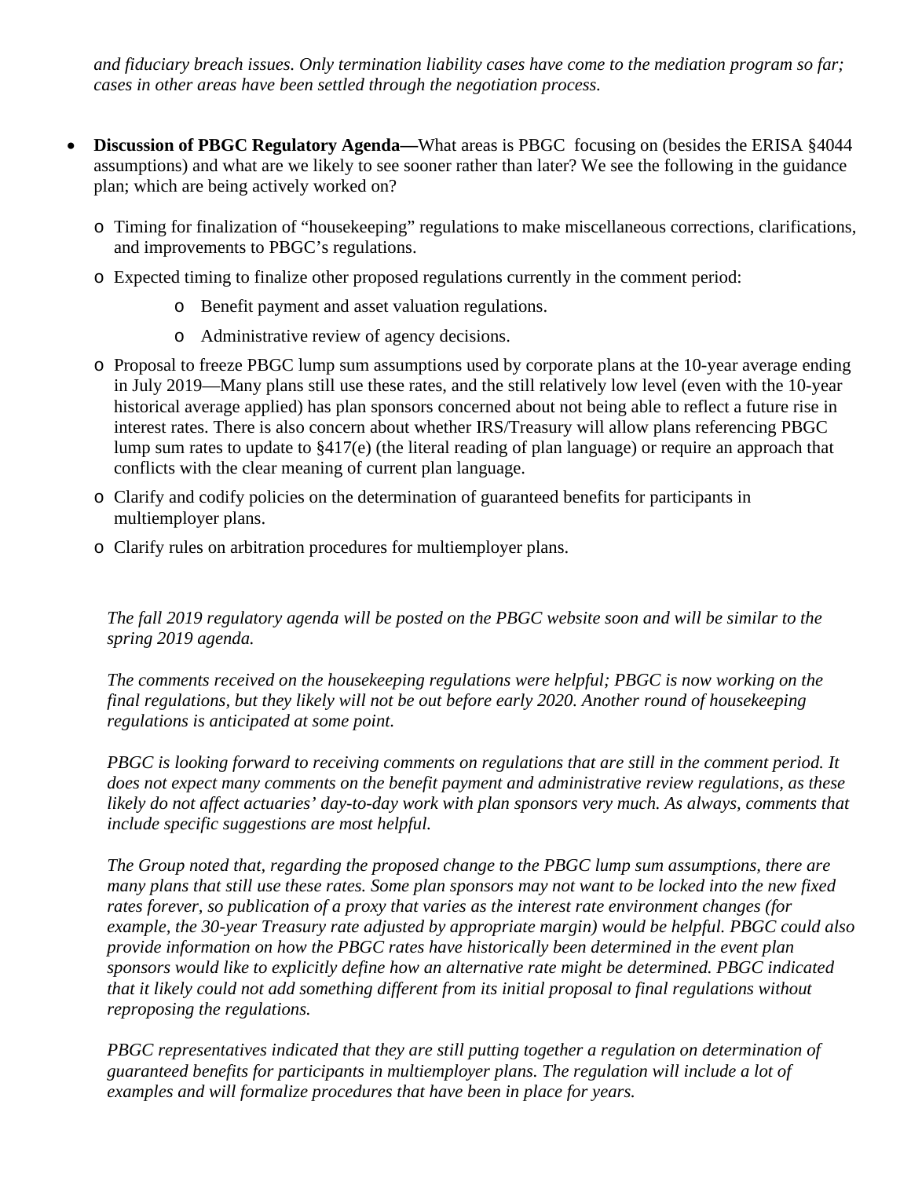*and fiduciary breach issues. Only termination liability cases have come to the mediation program so far; cases in other areas have been settled through the negotiation process.*

- **Discussion of PBGC Regulatory Agenda—**What areas is PBGC focusing on (besides the ERISA §4044 assumptions) and what are we likely to see sooner rather than later? We see the following in the guidance plan; which are being actively worked on?
  - Timing for finalization of "housekeeping" regulations to make miscellaneous corrections, clarifications, and improvements to PBGC's regulations.
  - Expected timing to finalize other proposed regulations currently in the comment period:
    - Benefit payment and asset valuation regulations.
    - Administrative review of agency decisions.
  - Proposal to freeze PBGC lump sum assumptions used by corporate plans at the 10-year average ending in July 2019—Many plans still use these rates, and the still relatively low level (even with the 10-year historical average applied) has plan sponsors concerned about not being able to reflect a future rise in interest rates. There is also concern about whether IRS/Treasury will allow plans referencing PBGC lump sum rates to update to §417(e) (the literal reading of plan language) or require an approach that conflicts with the clear meaning of current plan language.
  - Clarify and codify policies on the determination of guaranteed benefits for participants in multiemployer plans.
  - Clarify rules on arbitration procedures for multiemployer plans.

*The fall 2019 regulatory agenda will be posted on the PBGC website soon and will be similar to the spring 2019 agenda.*

*The comments received on the housekeeping regulations were helpful; PBGC is now working on the final regulations, but they likely will not be out before early 2020. Another round of housekeeping regulations is anticipated at some point.*

*PBGC is looking forward to receiving comments on regulations that are still in the comment period. It does not expect many comments on the benefit payment and administrative review regulations, as these likely do not affect actuaries' day-to-day work with plan sponsors very much. As always, comments that include specific suggestions are most helpful.*

*The Group noted that, regarding the proposed change to the PBGC lump sum assumptions, there are many plans that still use these rates. Some plan sponsors may not want to be locked into the new fixed rates forever, so publication of a proxy that varies as the interest rate environment changes (for example, the 30-year Treasury rate adjusted by appropriate margin) would be helpful. PBGC could also provide information on how the PBGC rates have historically been determined in the event plan sponsors would like to explicitly define how an alternative rate might be determined. PBGC indicated that it likely could not add something different from its initial proposal to final regulations without reproposing the regulations.*

*PBGC representatives indicated that they are still putting together a regulation on determination of guaranteed benefits for participants in multiemployer plans. The regulation will include a lot of examples and will formalize procedures that have been in place for years.*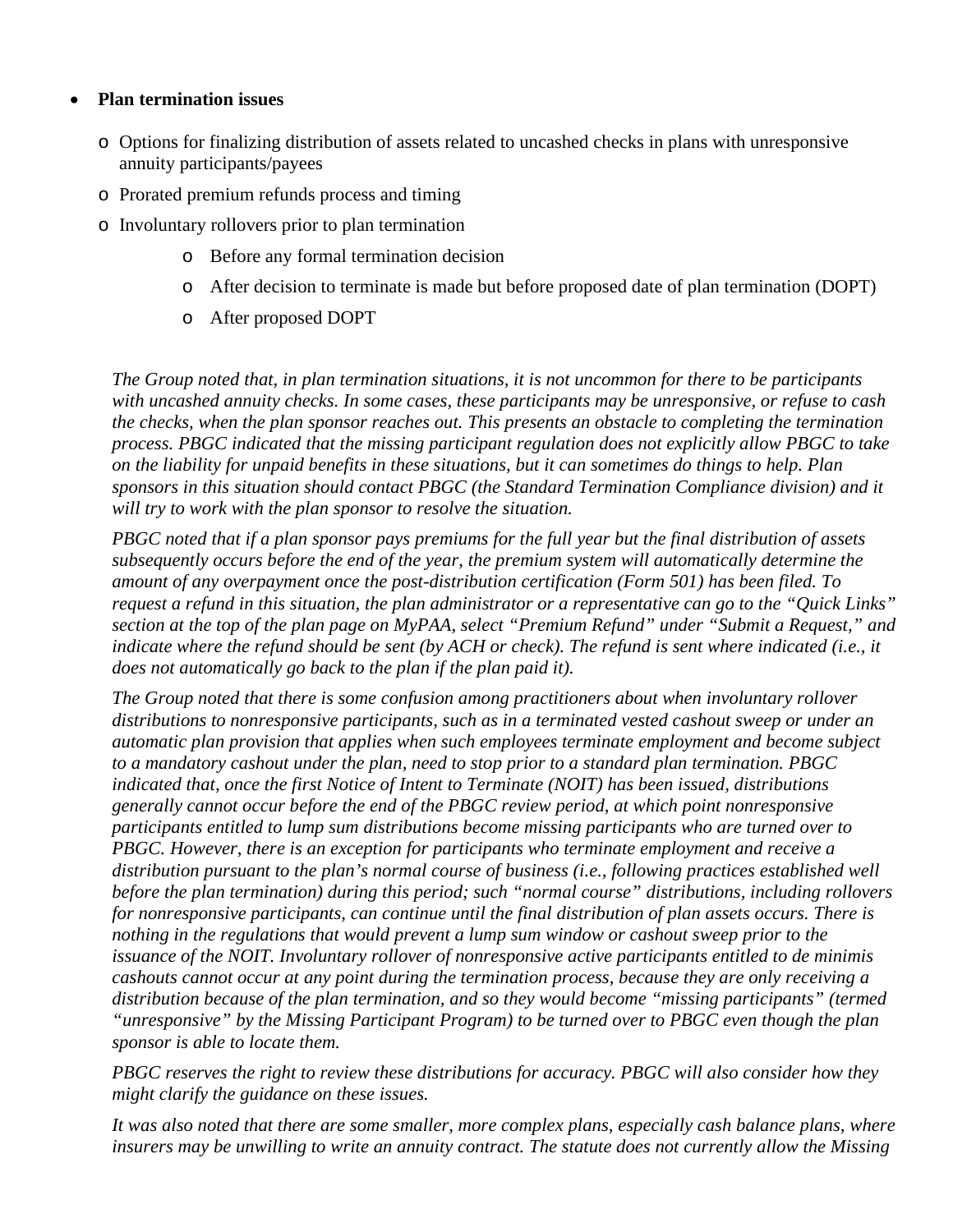- **Plan termination issues**
  - Options for finalizing distribution of assets related to uncashed checks in plans with unresponsive annuity participants/payees
  - Prorated premium refunds process and timing
  - Involuntary rollovers prior to plan termination
    - Before any formal termination decision
    - After decision to terminate is made but before proposed date of plan termination (DOPT)
    - After proposed DOPT

*The Group noted that, in plan termination situations, it is not uncommon for there to be participants with uncashed annuity checks. In some cases, these participants may be unresponsive, or refuse to cash the checks, when the plan sponsor reaches out. This presents an obstacle to completing the termination process. PBGC indicated that the missing participant regulation does not explicitly allow PBGC to take on the liability for unpaid benefits in these situations, but it can sometimes do things to help. Plan sponsors in this situation should contact PBGC (the Standard Termination Compliance division) and it will try to work with the plan sponsor to resolve the situation.*

*PBGC noted that if a plan sponsor pays premiums for the full year but the final distribution of assets subsequently occurs before the end of the year, the premium system will automatically determine the amount of any overpayment once the post-distribution certification (Form 501) has been filed. To request a refund in this situation, the plan administrator or a representative can go to the "Quick Links" section at the top of the plan page on MyPAA, select "Premium Refund" under "Submit a Request," and indicate where the refund should be sent (by ACH or check). The refund is sent where indicated (i.e., it does not automatically go back to the plan if the plan paid it).*

*The Group noted that there is some confusion among practitioners about when involuntary rollover distributions to nonresponsive participants, such as in a terminated vested cashout sweep or under an automatic plan provision that applies when such employees terminate employment and become subject to a mandatory cashout under the plan, need to stop prior to a standard plan termination. PBGC indicated that, once the first Notice of Intent to Terminate (NOIT) has been issued, distributions generally cannot occur before the end of the PBGC review period, at which point nonresponsive participants entitled to lump sum distributions become missing participants who are turned over to PBGC. However, there is an exception for participants who terminate employment and receive a distribution pursuant to the plan's normal course of business (i.e., following practices established well before the plan termination) during this period; such "normal course" distributions, including rollovers for nonresponsive participants, can continue until the final distribution of plan assets occurs. There is nothing in the regulations that would prevent a lump sum window or cashout sweep prior to the issuance of the NOIT. Involuntary rollover of nonresponsive active participants entitled to de minimis cashouts cannot occur at any point during the termination process, because they are only receiving a distribution because of the plan termination, and so they would become "missing participants" (termed "unresponsive" by the Missing Participant Program) to be turned over to PBGC even though the plan sponsor is able to locate them.*

*PBGC reserves the right to review these distributions for accuracy. PBGC will also consider how they might clarify the guidance on these issues.*

*It was also noted that there are some smaller, more complex plans, especially cash balance plans, where insurers may be unwilling to write an annuity contract. The statute does not currently allow the Missing*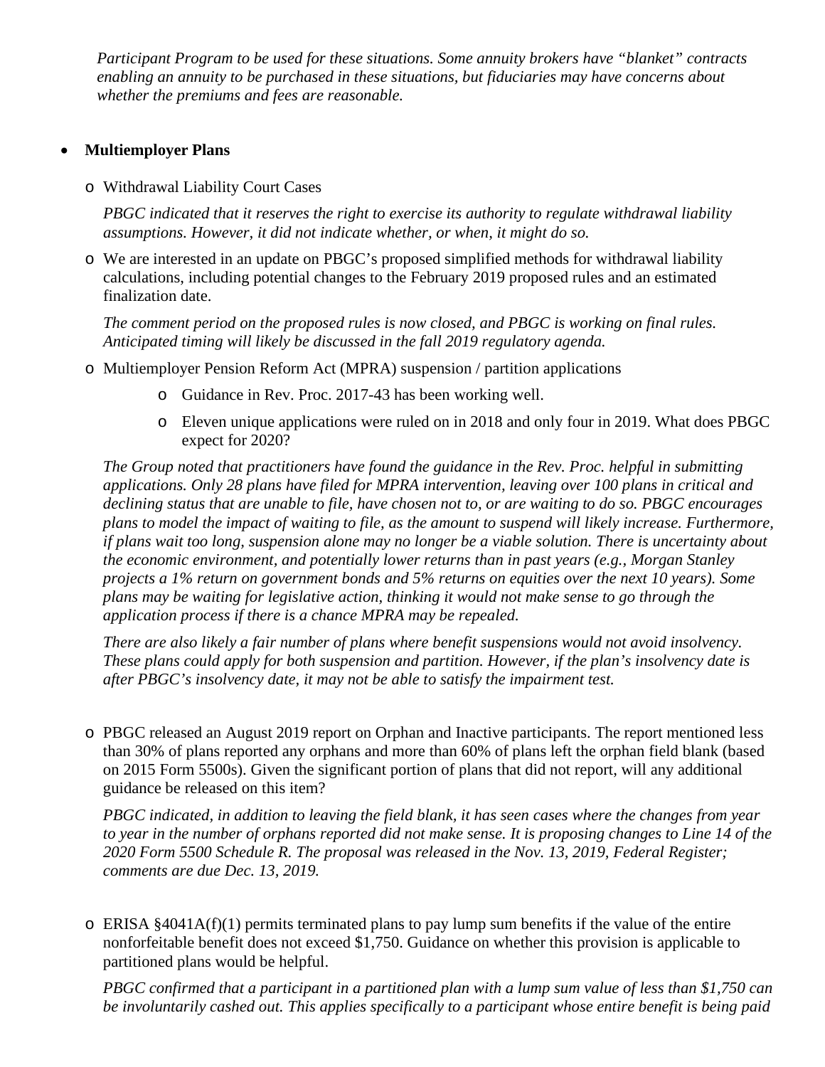*Participant Program to be used for these situations. Some annuity brokers have "blanket" contracts enabling an annuity to be purchased in these situations, but fiduciaries may have concerns about whether the premiums and fees are reasonable.*

- **Multiemployer Plans**
  - Withdrawal Liability Court Cases

    *PBGC indicated that it reserves the right to exercise its authority to regulate withdrawal liability assumptions. However, it did not indicate whether, or when, it might do so.*

  - We are interested in an update on PBGC's proposed simplified methods for withdrawal liability calculations, including potential changes to the February 2019 proposed rules and an estimated finalization date.

    *The comment period on the proposed rules is now closed, and PBGC is working on final rules. Anticipated timing will likely be discussed in the fall 2019 regulatory agenda.*

  - Multiemployer Pension Reform Act (MPRA) suspension / partition applications
    - Guidance in Rev. Proc. 2017-43 has been working well.
    - Eleven unique applications were ruled on in 2018 and only four in 2019. What does PBGC expect for 2020?

    *The Group noted that practitioners have found the guidance in the Rev. Proc. helpful in submitting applications. Only 28 plans have filed for MPRA intervention, leaving over 100 plans in critical and declining status that are unable to file, have chosen not to, or are waiting to do so. PBGC encourages plans to model the impact of waiting to file, as the amount to suspend will likely increase. Furthermore, if plans wait too long, suspension alone may no longer be a viable solution. There is uncertainty about the economic environment, and potentially lower returns than in past years (e.g., Morgan Stanley projects a 1% return on government bonds and 5% returns on equities over the next 10 years). Some plans may be waiting for legislative action, thinking it would not make sense to go through the application process if there is a chance MPRA may be repealed.*

    *There are also likely a fair number of plans where benefit suspensions would not avoid insolvency. These plans could apply for both suspension and partition. However, if the plan's insolvency date is after PBGC's insolvency date, it may not be able to satisfy the impairment test.*

  - PBGC released an August 2019 report on Orphan and Inactive participants. The report mentioned less than 30% of plans reported any orphans and more than 60% of plans left the orphan field blank (based on 2015 Form 5500s). Given the significant portion of plans that did not report, will any additional guidance be released on this item?

    *PBGC indicated, in addition to leaving the field blank, it has seen cases where the changes from year to year in the number of orphans reported did not make sense. It is proposing changes to Line 14 of the 2020 Form 5500 Schedule R. The proposal was released in the Nov. 13, 2019, Federal Register; comments are due Dec. 13, 2019.*

  - ERISA §4041A(f)(1) permits terminated plans to pay lump sum benefits if the value of the entire nonforfeitable benefit does not exceed $1,750. Guidance on whether this provision is applicable to partitioned plans would be helpful.

    *PBGC confirmed that a participant in a partitioned plan with a lump sum value of less than $1,750 can be involuntarily cashed out. This applies specifically to a participant whose entire benefit is being paid*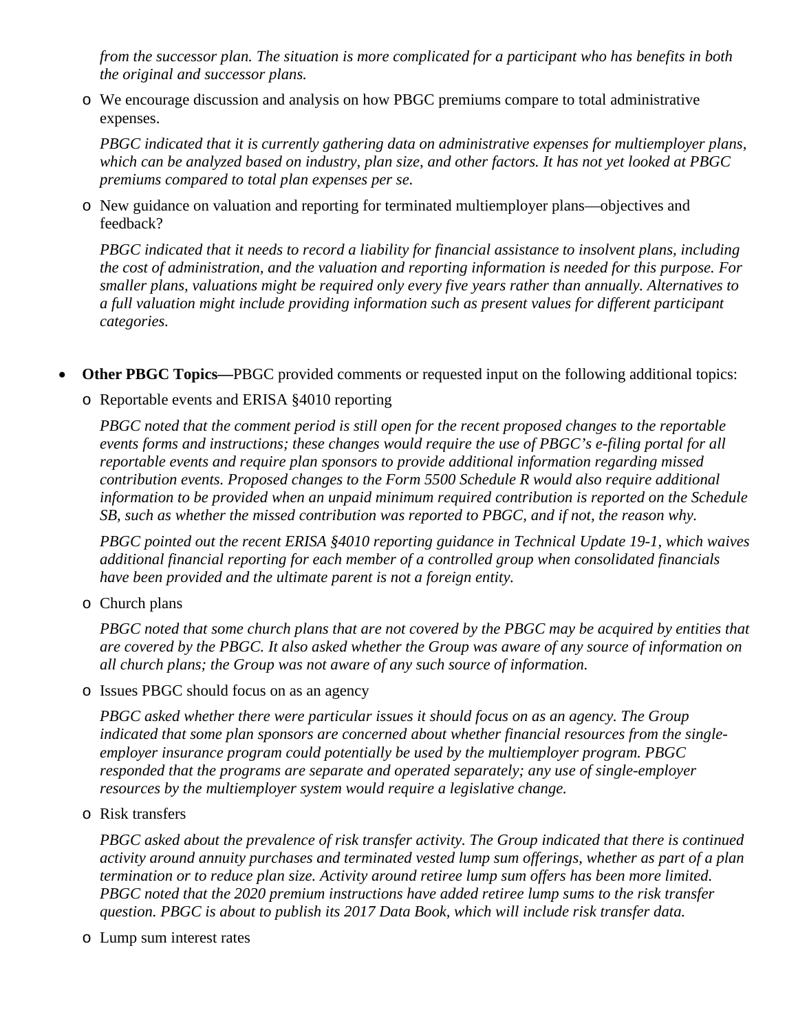*from the successor plan. The situation is more complicated for a participant who has benefits in both the original and successor plans.*

- We encourage discussion and analysis on how PBGC premiums compare to total administrative expenses.

  *PBGC indicated that it is currently gathering data on administrative expenses for multiemployer plans, which can be analyzed based on industry, plan size, and other factors. It has not yet looked at PBGC premiums compared to total plan expenses per se.*

- New guidance on valuation and reporting for terminated multiemployer plans—objectives and feedback?

  *PBGC indicated that it needs to record a liability for financial assistance to insolvent plans, including the cost of administration, and the valuation and reporting information is needed for this purpose. For smaller plans, valuations might be required only every five years rather than annually. Alternatives to a full valuation might include providing information such as present values for different participant categories.*

- **Other PBGC Topics—**PBGC provided comments or requested input on the following additional topics:
  - Reportable events and ERISA §4010 reporting

    *PBGC noted that the comment period is still open for the recent proposed changes to the reportable events forms and instructions; these changes would require the use of PBGC's e-filing portal for all reportable events and require plan sponsors to provide additional information regarding missed contribution events. Proposed changes to the Form 5500 Schedule R would also require additional information to be provided when an unpaid minimum required contribution is reported on the Schedule SB, such as whether the missed contribution was reported to PBGC, and if not, the reason why.*

    *PBGC pointed out the recent ERISA §4010 reporting guidance in Technical Update 19-1, which waives additional financial reporting for each member of a controlled group when consolidated financials have been provided and the ultimate parent is not a foreign entity.*

  - Church plans

    *PBGC noted that some church plans that are not covered by the PBGC may be acquired by entities that are covered by the PBGC. It also asked whether the Group was aware of any source of information on all church plans; the Group was not aware of any such source of information.*

  - Issues PBGC should focus on as an agency

    *PBGC asked whether there were particular issues it should focus on as an agency. The Group indicated that some plan sponsors are concerned about whether financial resources from the single-employer insurance program could potentially be used by the multiemployer program. PBGC responded that the programs are separate and operated separately; any use of single-employer resources by the multiemployer system would require a legislative change.*

  - Risk transfers

    *PBGC asked about the prevalence of risk transfer activity. The Group indicated that there is continued activity around annuity purchases and terminated vested lump sum offerings, whether as part of a plan termination or to reduce plan size. Activity around retiree lump sum offers has been more limited. PBGC noted that the 2020 premium instructions have added retiree lump sums to the risk transfer question. PBGC is about to publish its 2017 Data Book, which will include risk transfer data.*

  - Lump sum interest rates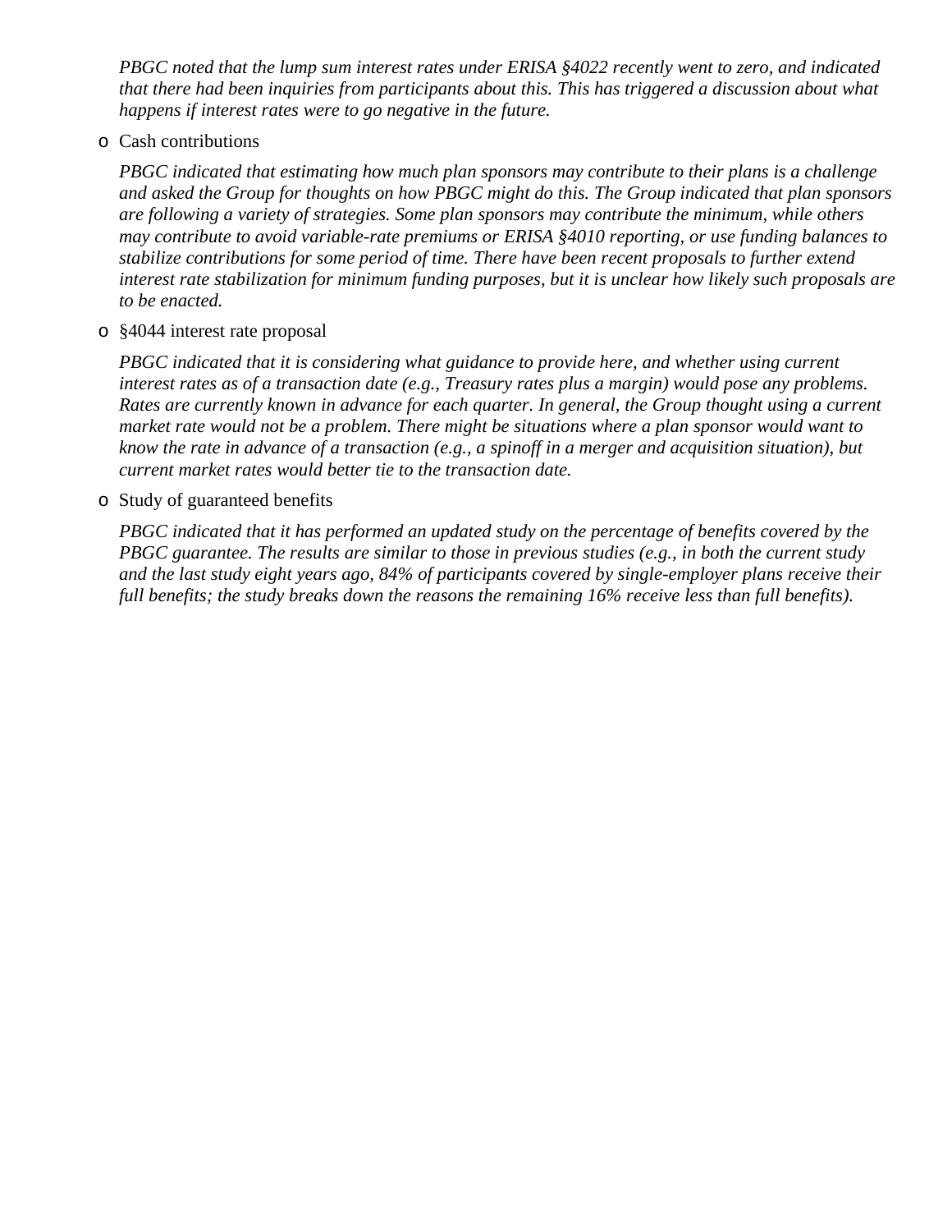*PBGC noted that the lump sum interest rates under ERISA §4022 recently went to zero, and indicated that there had been inquiries from participants about this. This has triggered a discussion about what happens if interest rates were to go negative in the future.*

- Cash contributions

  *PBGC indicated that estimating how much plan sponsors may contribute to their plans is a challenge and asked the Group for thoughts on how PBGC might do this. The Group indicated that plan sponsors are following a variety of strategies. Some plan sponsors may contribute the minimum, while others may contribute to avoid variable-rate premiums or ERISA §4010 reporting, or use funding balances to stabilize contributions for some period of time. There have been recent proposals to further extend interest rate stabilization for minimum funding purposes, but it is unclear how likely such proposals are to be enacted.*

- §4044 interest rate proposal

  *PBGC indicated that it is considering what guidance to provide here, and whether using current interest rates as of a transaction date (e.g., Treasury rates plus a margin) would pose any problems. Rates are currently known in advance for each quarter. In general, the Group thought using a current market rate would not be a problem. There might be situations where a plan sponsor would want to know the rate in advance of a transaction (e.g., a spinoff in a merger and acquisition situation), but current market rates would better tie to the transaction date.*

- Study of guaranteed benefits

  *PBGC indicated that it has performed an updated study on the percentage of benefits covered by the PBGC guarantee. The results are similar to those in previous studies (e.g., in both the current study and the last study eight years ago, 84% of participants covered by single-employer plans receive their full benefits; the study breaks down the reasons the remaining 16% receive less than full benefits).*